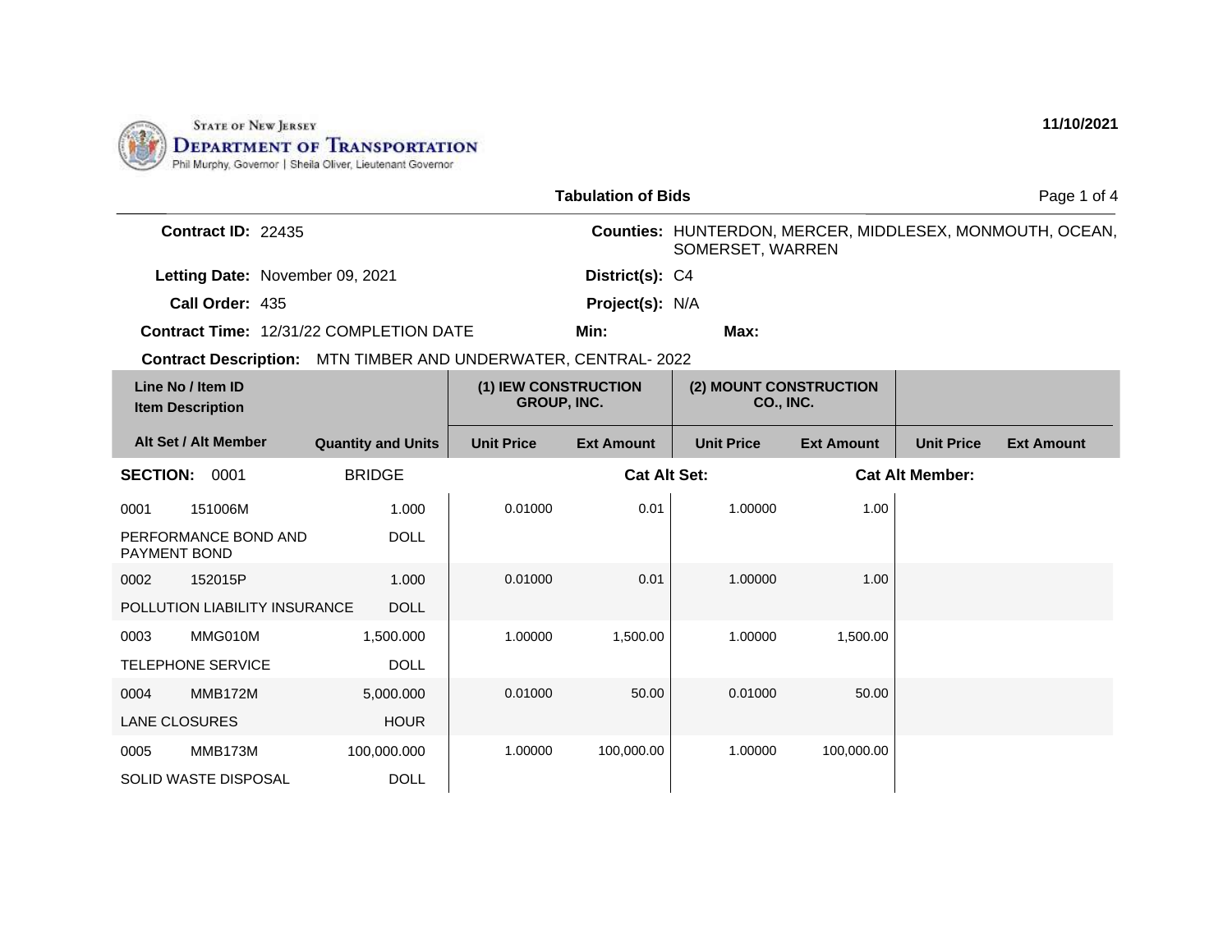State of New Jersey
Department of Transportation
Phil Murphy, Governor | Sheila Oliver, Lieutenant Governor

11/10/2021

## Tabulation of Bids

**Contract ID:** 22435

**Counties:** HUNTERDON, MERCER, MIDDLESEX, MONMOUTH, OCEAN, SOMERSET, WARREN

**Letting Date:** November 09, 2021

**District(s):** C4

**Call Order:** 435

**Project(s):** N/A

**Contract Time:** 12/31/22 COMPLETION DATE

**Min:**

**Max:**

**Contract Description:** MTN TIMBER AND UNDERWATER, CENTRAL- 2022

| Line No / Item ID / Item Description | Alt Set / Alt Member | Quantity and Units | (1) IEW CONSTRUCTION GROUP, INC. Unit Price | (1) IEW CONSTRUCTION GROUP, INC. Ext Amount | (2) MOUNT CONSTRUCTION CO., INC. Unit Price | (2) MOUNT CONSTRUCTION CO., INC. Ext Amount | Unit Price | Ext Amount |
|---|---|---|---|---|---|---|---|---|
| **SECTION: 0001** | | BRIDGE | | **Cat Alt Set:** | | **Cat Alt Member:** | | |
| 0001 151006M PERFORMANCE BOND AND PAYMENT BOND | | 1.000 DOLL | 0.01000 | 0.01 | 1.00000 | 1.00 | | |
| 0002 152015P POLLUTION LIABILITY INSURANCE | | 1.000 DOLL | 0.01000 | 0.01 | 1.00000 | 1.00 | | |
| 0003 MMG010M TELEPHONE SERVICE | | 1,500.000 DOLL | 1.00000 | 1,500.00 | 1.00000 | 1,500.00 | | |
| 0004 MMB172M LANE CLOSURES | | 5,000.000 HOUR | 0.01000 | 50.00 | 0.01000 | 50.00 | | |
| 0005 MMB173M SOLID WASTE DISPOSAL | | 100,000.000 DOLL | 1.00000 | 100,000.00 | 1.00000 | 100,000.00 | | |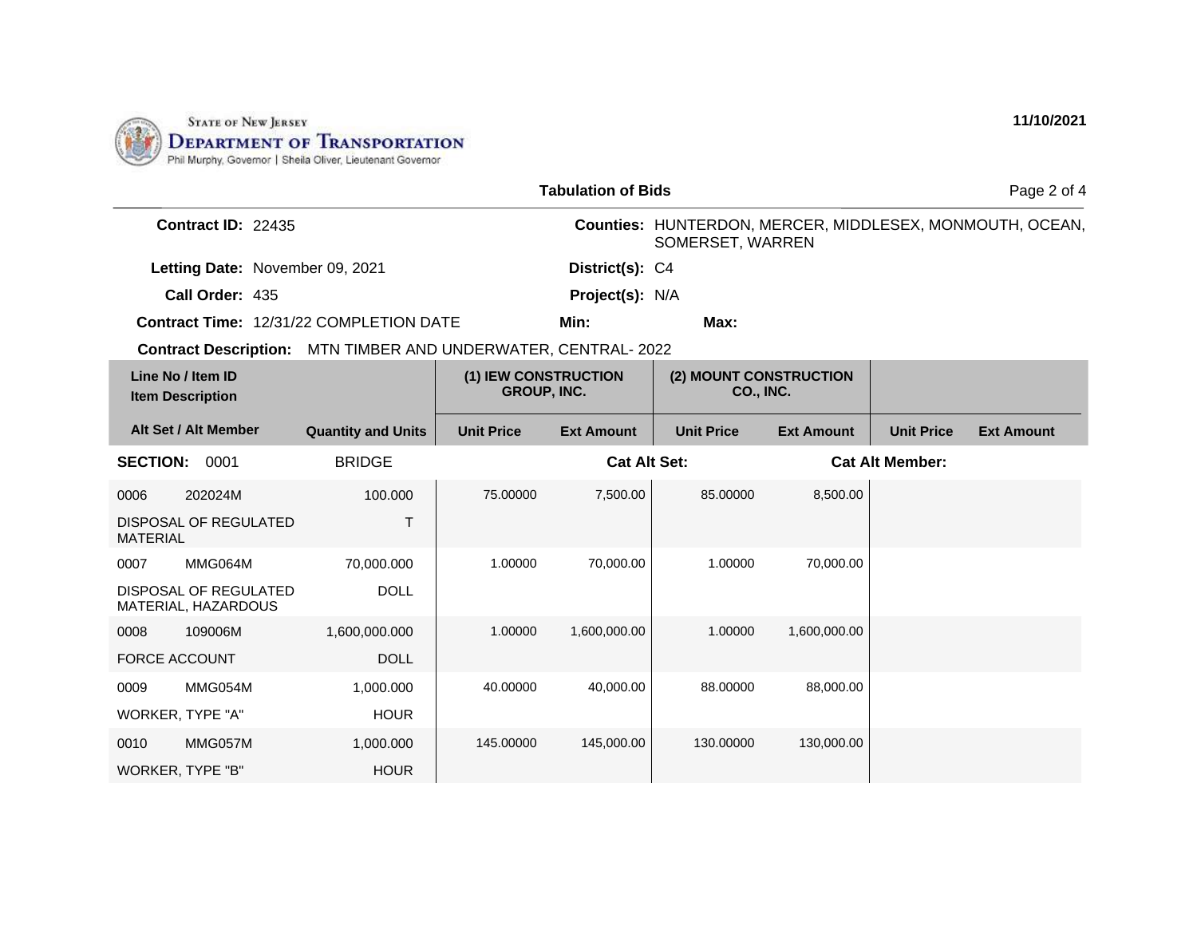STATE OF NEW JERSEY
DEPARTMENT OF TRANSPORTATION
Phil Murphy, Governor | Sheila Oliver, Lieutenant Governor

11/10/2021

**Tabulation of Bids**

**Contract ID:** 22435

**Counties:** HUNTERDON, MERCER, MIDDLESEX, MONMOUTH, OCEAN, SOMERSET, WARREN

**Letting Date:** November 09, 2021

**District(s):** C4

**Call Order:** 435

**Project(s):** N/A

**Contract Time:** 12/31/22 COMPLETION DATE

**Min:**

**Max:**

**Contract Description:** MTN TIMBER AND UNDERWATER, CENTRAL- 2022

| Line No / Item ID / Item Description / Alt Set / Alt Member | | Quantity and Units | (1) IEW CONSTRUCTION GROUP, INC. Unit Price | (1) IEW CONSTRUCTION GROUP, INC. Ext Amount | (2) MOUNT CONSTRUCTION CO., INC. Unit Price | (2) MOUNT CONSTRUCTION CO., INC. Ext Amount | Unit Price | Ext Amount |
|---|---|---|---|---|---|---|---|---|
| **SECTION: 0001** | | BRIDGE | | **Cat Alt Set:** | | **Cat Alt Member:** | | |
| 0006 | 202024M | 100.000 | 75.00000 | 7,500.00 | 85.00000 | 8,500.00 | | |
| DISPOSAL OF REGULATED MATERIAL | | T | | | | | | |
| 0007 | MMG064M | 70,000.000 | 1.00000 | 70,000.00 | 1.00000 | 70,000.00 | | |
| DISPOSAL OF REGULATED MATERIAL, HAZARDOUS | | DOLL | | | | | | |
| 0008 | 109006M | 1,600,000.000 | 1.00000 | 1,600,000.00 | 1.00000 | 1,600,000.00 | | |
| FORCE ACCOUNT | | DOLL | | | | | | |
| 0009 | MMG054M | 1,000.000 | 40.00000 | 40,000.00 | 88.00000 | 88,000.00 | | |
| WORKER, TYPE "A" | | HOUR | | | | | | |
| 0010 | MMG057M | 1,000.000 | 145.00000 | 145,000.00 | 130.00000 | 130,000.00 | | |
| WORKER, TYPE "B" | | HOUR | | | | | | |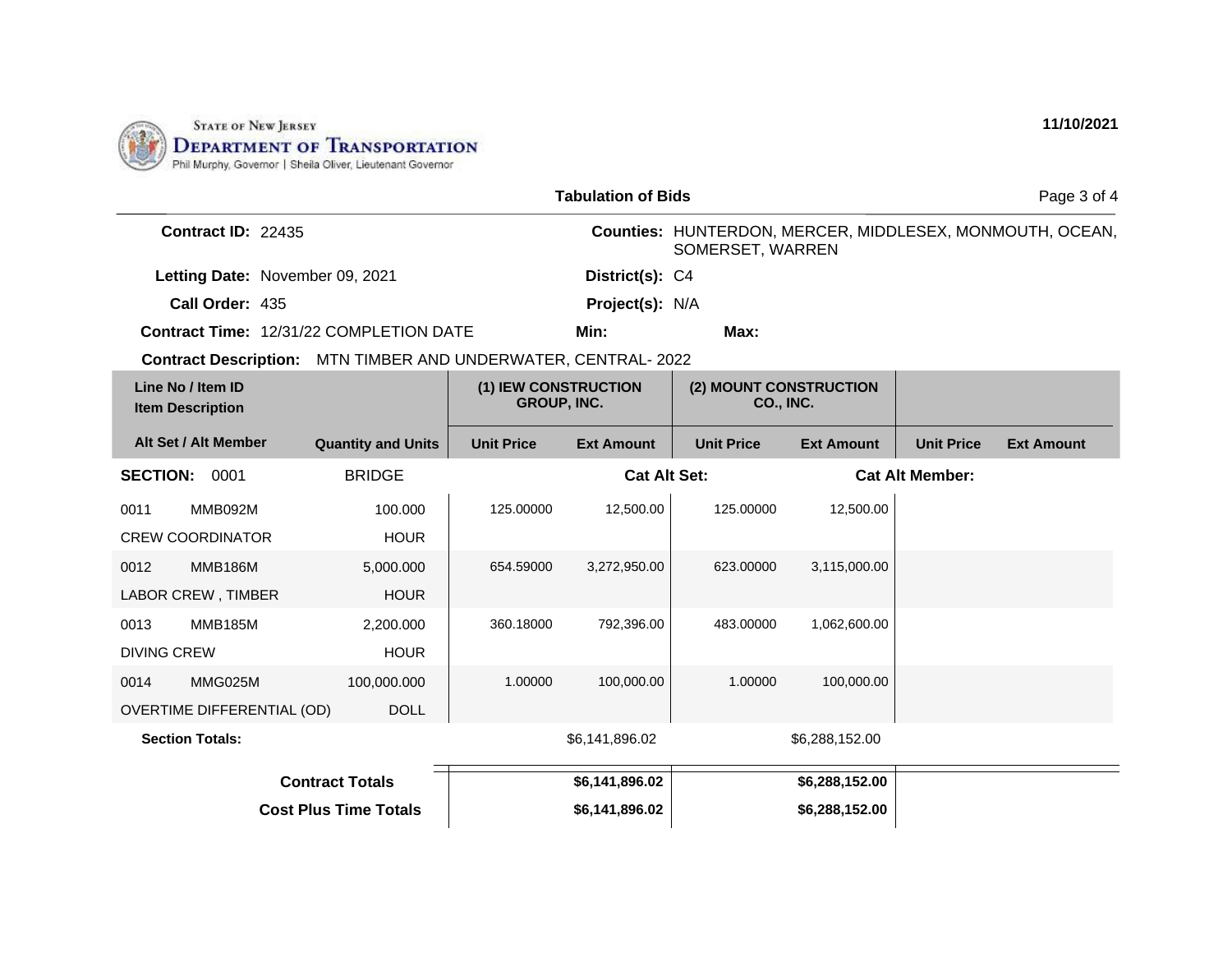STATE OF NEW JERSEY
DEPARTMENT OF TRANSPORTATION
Phil Murphy, Governor | Sheila Oliver, Lieutenant Governor

11/10/2021

## Tabulation of Bids

**Contract ID:** 22435

**Counties:** HUNTERDON, MERCER, MIDDLESEX, MONMOUTH, OCEAN, SOMERSET, WARREN

**Letting Date:** November 09, 2021

**District(s):** C4

**Call Order:** 435

**Project(s):** N/A

**Contract Time:** 12/31/22 COMPLETION DATE

**Min:**

**Max:**

**Contract Description:** MTN TIMBER AND UNDERWATER, CENTRAL- 2022

| Line No / Item ID / Item Description | Alt Set / Alt Member | Quantity and Units | (1) IEW CONSTRUCTION GROUP, INC. | | (2) MOUNT CONSTRUCTION CO., INC. | | | |
|---|---|---|---|---|---|---|---|---|
| | | | Unit Price | Ext Amount | Unit Price | Ext Amount | Unit Price | Ext Amount |
| **SECTION: 0001** | | BRIDGE | | **Cat Alt Set:** | | **Cat Alt Member:** | | |
| 0011 MMB092M CREW COORDINATOR | | 100.000 HOUR | 125.00000 | 12,500.00 | 125.00000 | 12,500.00 | | |
| 0012 MMB186M LABOR CREW , TIMBER | | 5,000.000 HOUR | 654.59000 | 3,272,950.00 | 623.00000 | 3,115,000.00 | | |
| 0013 MMB185M DIVING CREW | | 2,200.000 HOUR | 360.18000 | 792,396.00 | 483.00000 | 1,062,600.00 | | |
| 0014 MMG025M OVERTIME DIFFERENTIAL (OD) | | 100,000.000 DOLL | 1.00000 | 100,000.00 | 1.00000 | 100,000.00 | | |
| **Section Totals:** | | | | $6,141,896.02 | | $6,288,152.00 | | |
| **Contract Totals** | | | | **$6,141,896.02** | | **$6,288,152.00** | | |
| **Cost Plus Time Totals** | | | | **$6,141,896.02** | | **$6,288,152.00** | | |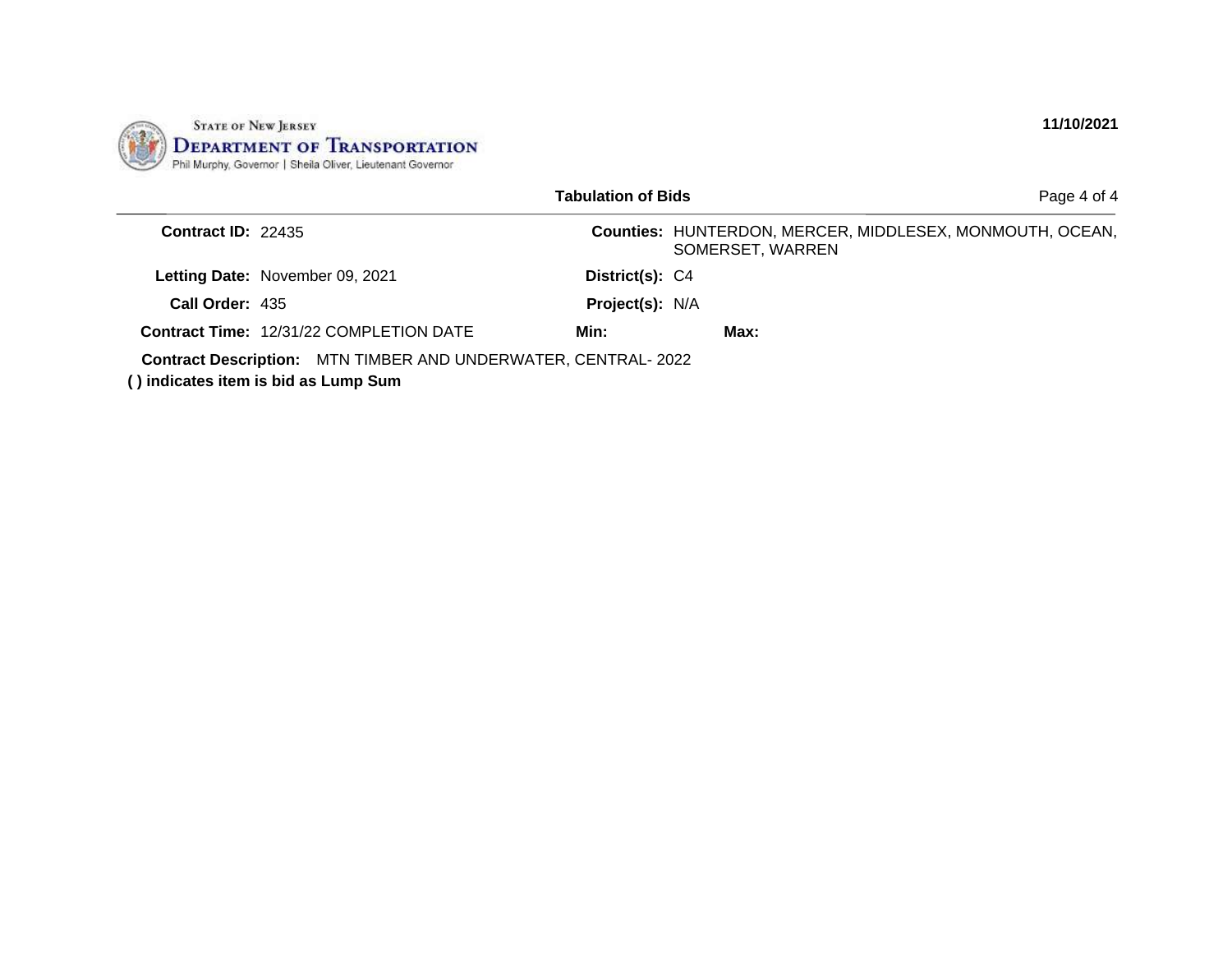STATE OF NEW JERSEY
**DEPARTMENT OF TRANSPORTATION**
Phil Murphy, Governor | Sheila Oliver, Lieutenant Governor

**11/10/2021**

**Tabulation of Bids**

**Contract ID:** 22435

**Counties:** HUNTERDON, MERCER, MIDDLESEX, MONMOUTH, OCEAN, SOMERSET, WARREN

**Letting Date:** November 09, 2021

**District(s):** C4

**Call Order:** 435

**Project(s):** N/A

**Contract Time:** 12/31/22 COMPLETION DATE

**Min:**

**Max:**

**Contract Description:** MTN TIMBER AND UNDERWATER, CENTRAL- 2022

**( ) indicates item is bid as Lump Sum**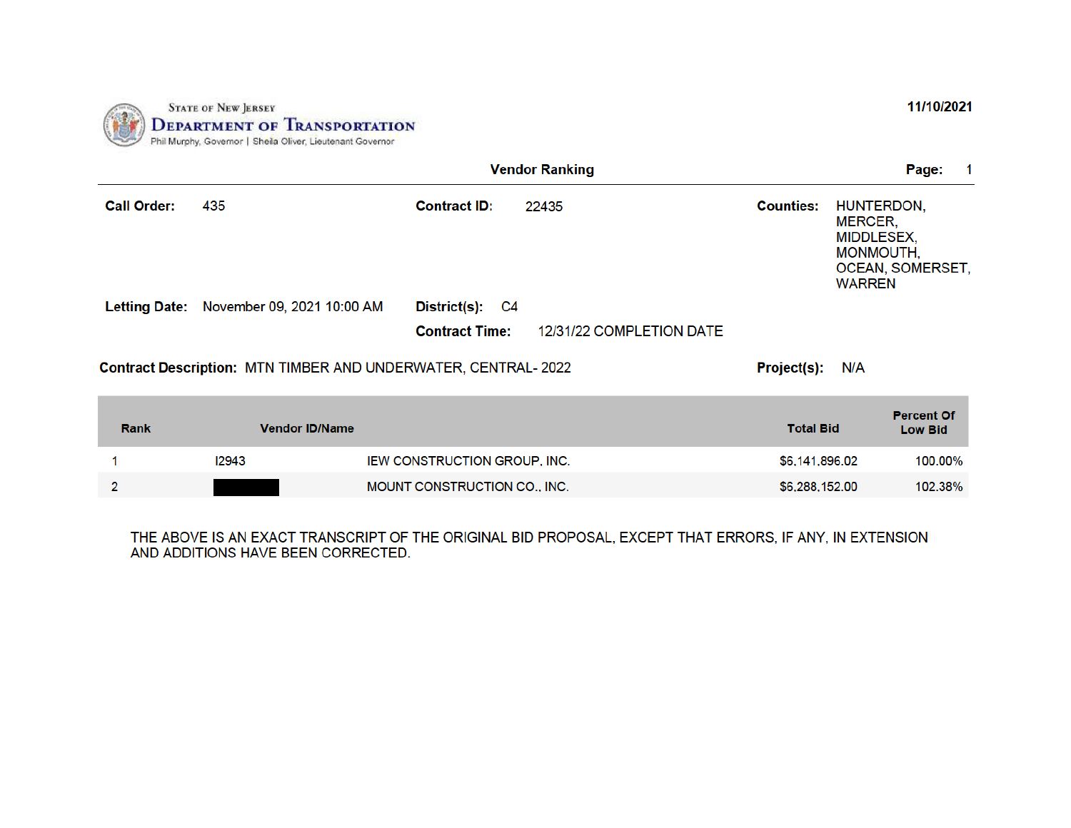State of New Jersey
**Department of Transportation**
Phil Murphy, Governor | Sheila Oliver, Lieutenant Governor

**11/10/2021**

## Vendor Ranking

**Page:** 1

**Call Order:** 435

**Contract ID:** 22435

**Counties:** HUNTERDON, MERCER, MIDDLESEX, MONMOUTH, OCEAN, SOMERSET, WARREN

**Letting Date:** November 09, 2021 10:00 AM

**District(s):** C4

**Contract Time:** 12/31/22 COMPLETION DATE

**Contract Description:** MTN TIMBER AND UNDERWATER, CENTRAL- 2022

**Project(s):** N/A

| Rank | Vendor ID/Name | | Total Bid | Percent Of Low Bid |
|---|---|---|---|---|
| 1 | I2943 | IEW CONSTRUCTION GROUP, INC. | $6,141,896.02 | 100.00% |
| 2 | | MOUNT CONSTRUCTION CO., INC. | $6,288,152.00 | 102.38% |

THE ABOVE IS AN EXACT TRANSCRIPT OF THE ORIGINAL BID PROPOSAL, EXCEPT THAT ERRORS, IF ANY, IN EXTENSION AND ADDITIONS HAVE BEEN CORRECTED.